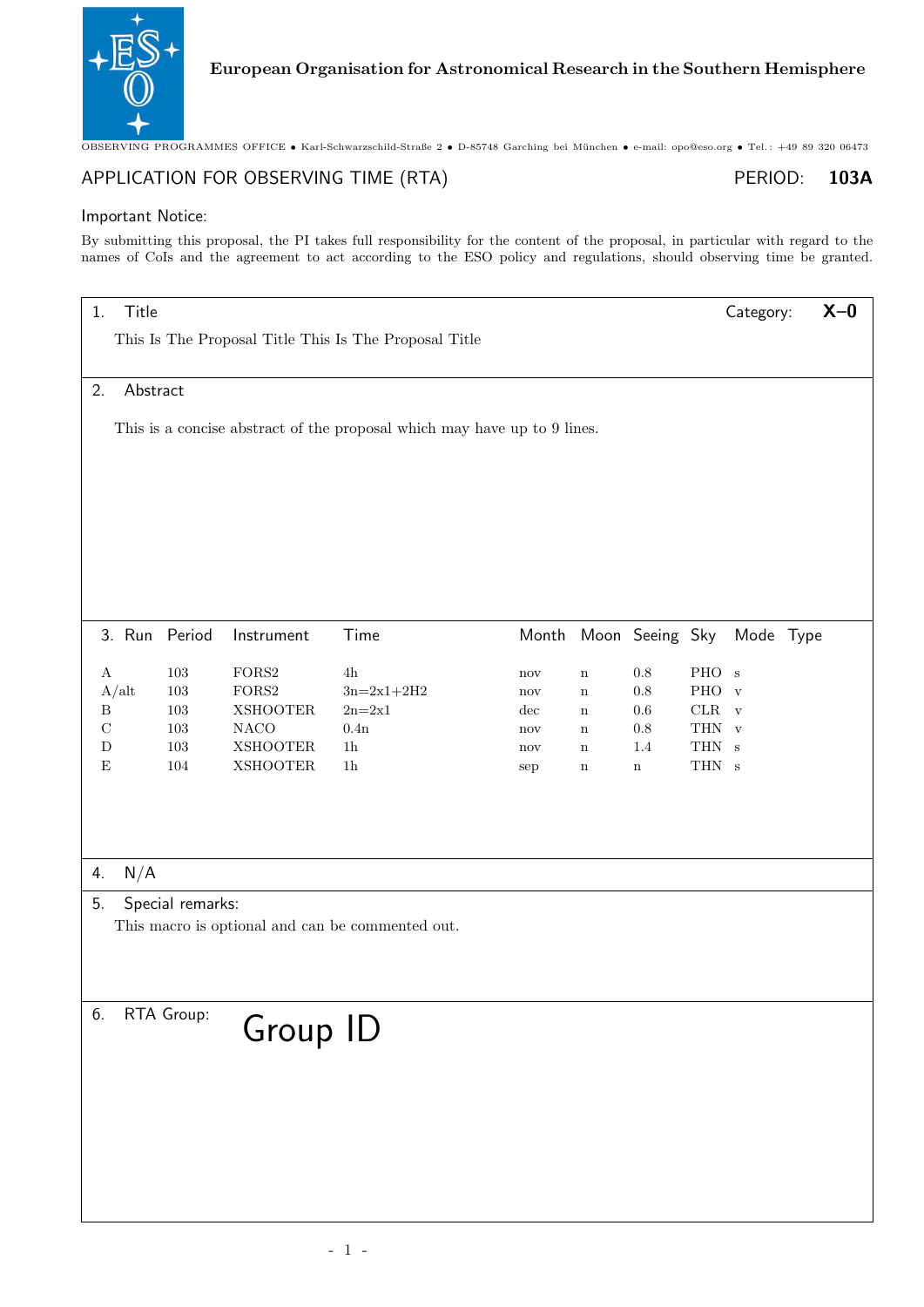**European Organisation for Astronomical Research in the Southern Hemisphere**

OBSERVING PROGRAMMES OFFICE • Karl-Schwarzschild-Straße 2 • D-85748 Garching bei München • e-mail: opo@eso.org • Tel.: +49 89 320 06473

# APPLICATION FOR OBSERVING TIME (RTA)

PERIOD: **103A**

Important Notice:

By submitting this proposal, the PI takes full responsibility for the content of the proposal, in particular with regard to the names of CoIs and the agreement to act according to the ESO policy and regulations, should observing time be granted.

## 1. Title

Category: **X–0**

This Is The Proposal Title This Is The Proposal Title

## 2. Abstract

This is a concise abstract of the proposal which may have up to 9 lines.

## 3. Run

| Run | Period | Instrument | Time | Month | Moon | Seeing | Sky | Mode | Type |
|---|---|---|---|---|---|---|---|---|---|
| A | 103 | FORS2 | 4h | nov | n | 0.8 | PHO | s | |
| A/alt | 103 | FORS2 | 3n=2x1+2H2 | nov | n | 0.8 | PHO | v | |
| B | 103 | XSHOOTER | 2n=2x1 | dec | n | 0.6 | CLR | v | |
| C | 103 | NACO | 0.4n | nov | n | 0.8 | THN | v | |
| D | 103 | XSHOOTER | 1h | nov | n | 1.4 | THN | s | |
| E | 104 | XSHOOTER | 1h | sep | n | n | THN | s | |

## 4. N/A

## 5. Special remarks:

This macro is optional and can be commented out.

## 6. RTA Group:

Group ID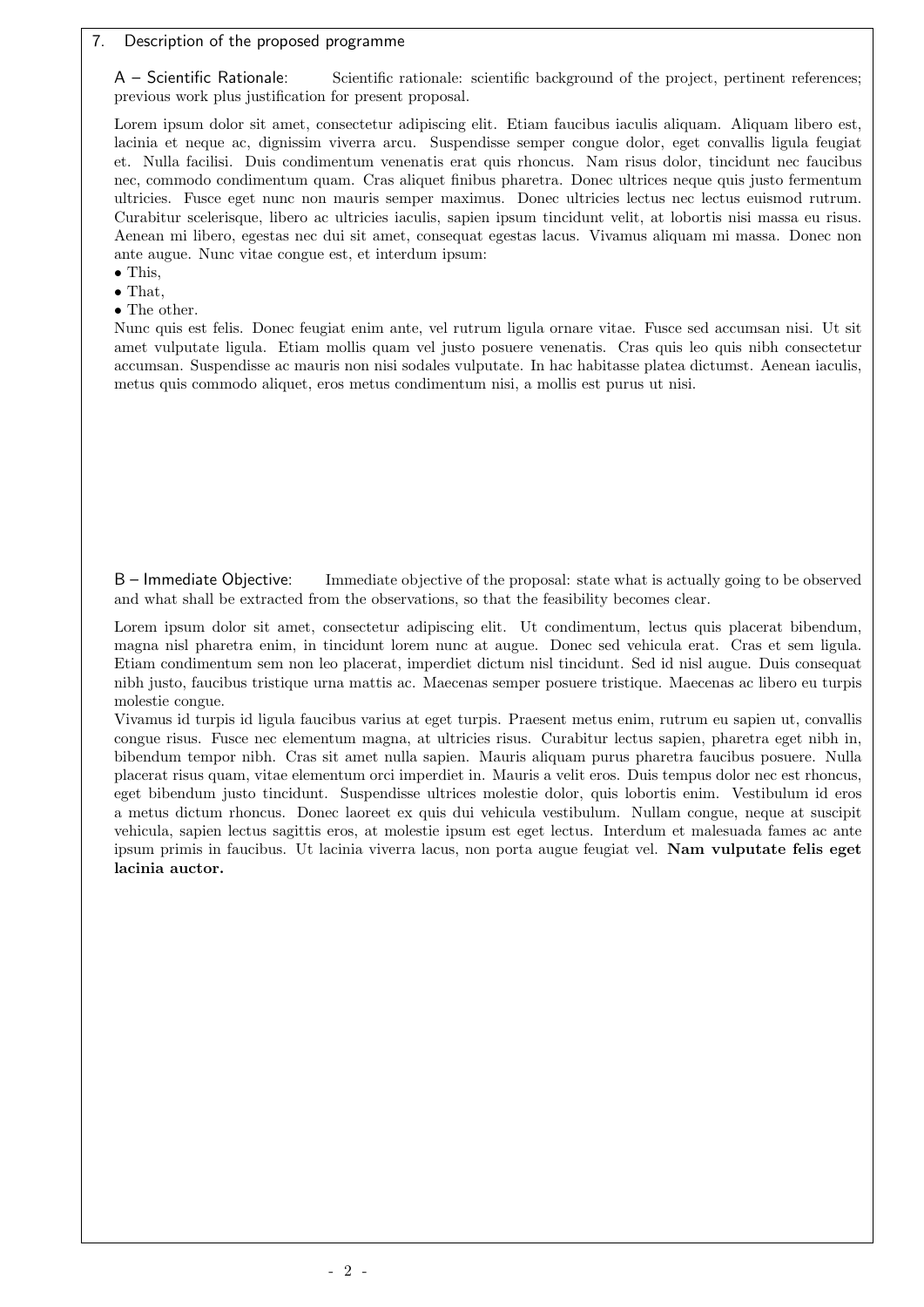## 7. Description of the proposed programme

### A – Scientific Rationale:

Scientific rationale: scientific background of the project, pertinent references; previous work plus justification for present proposal.

Lorem ipsum dolor sit amet, consectetur adipiscing elit. Etiam faucibus iaculis aliquam. Aliquam libero est, lacinia et neque ac, dignissim viverra arcu. Suspendisse semper congue dolor, eget convallis ligula feugiat et. Nulla facilisi. Duis condimentum venenatis erat quis rhoncus. Nam risus dolor, tincidunt nec faucibus nec, commodo condimentum quam. Cras aliquet finibus pharetra. Donec ultrices neque quis justo fermentum ultricies. Fusce eget nunc non mauris semper maximus. Donec ultricies lectus nec lectus euismod rutrum. Curabitur scelerisque, libero ac ultricies iaculis, sapien ipsum tincidunt velit, at lobortis nisi massa eu risus. Aenean mi libero, egestas nec dui sit amet, consequat egestas lacus. Vivamus aliquam mi massa. Donec non ante augue. Nunc vitae congue est, et interdum ipsum:

- This,
- That,
- The other.

Nunc quis est felis. Donec feugiat enim ante, vel rutrum ligula ornare vitae. Fusce sed accumsan nisi. Ut sit amet vulputate ligula. Etiam mollis quam vel justo posuere venenatis. Cras quis leo quis nibh consectetur accumsan. Suspendisse ac mauris non nisi sodales vulputate. In hac habitasse platea dictumst. Aenean iaculis, metus quis commodo aliquet, eros metus condimentum nisi, a mollis est purus ut nisi.

### B – Immediate Objective:

Immediate objective of the proposal: state what is actually going to be observed and what shall be extracted from the observations, so that the feasibility becomes clear.

Lorem ipsum dolor sit amet, consectetur adipiscing elit. Ut condimentum, lectus quis placerat bibendum, magna nisl pharetra enim, in tincidunt lorem nunc at augue. Donec sed vehicula erat. Cras et sem ligula. Etiam condimentum sem non leo placerat, imperdiet dictum nisl tincidunt. Sed id nisl augue. Duis consequat nibh justo, faucibus tristique urna mattis ac. Maecenas semper posuere tristique. Maecenas ac libero eu turpis molestie congue.

Vivamus id turpis id ligula faucibus varius at eget turpis. Praesent metus enim, rutrum eu sapien ut, convallis congue risus. Fusce nec elementum magna, at ultricies risus. Curabitur lectus sapien, pharetra eget nibh in, bibendum tempor nibh. Cras sit amet nulla sapien. Mauris aliquam purus pharetra faucibus posuere. Nulla placerat risus quam, vitae elementum orci imperdiet in. Mauris a velit eros. Duis tempus dolor nec est rhoncus, eget bibendum justo tincidunt. Suspendisse ultrices molestie dolor, quis lobortis enim. Vestibulum id eros a metus dictum rhoncus. Donec laoreet ex quis dui vehicula vestibulum. Nullam congue, neque at suscipit vehicula, sapien lectus sagittis eros, at molestie ipsum est eget lectus. Interdum et malesuada fames ac ante ipsum primis in faucibus. Ut lacinia viverra lacus, non porta augue feugiat vel. **Nam vulputate felis eget lacinia auctor.**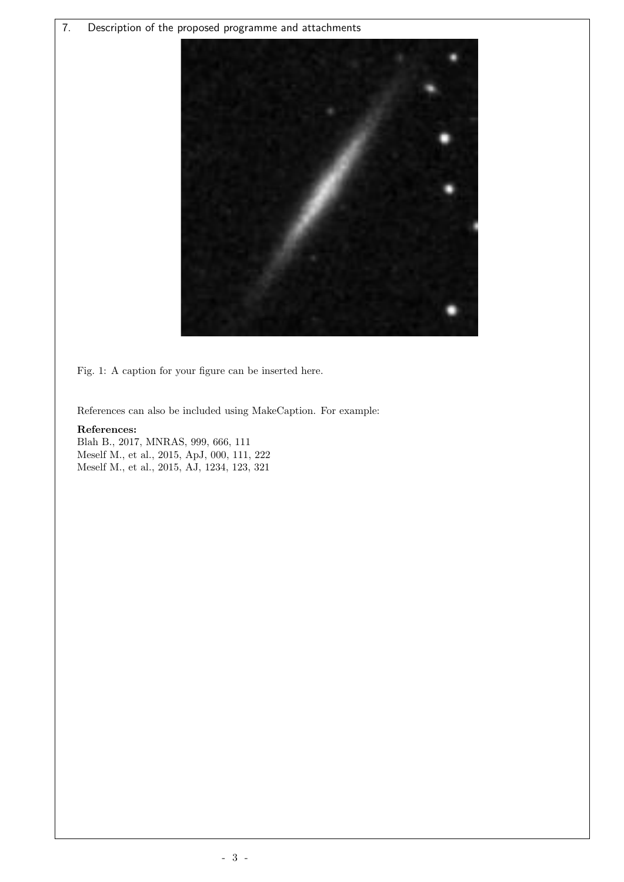## 7. Description of the proposed programme and attachments

Fig. 1: A caption for your figure can be inserted here.

References can also be included using MakeCaption. For example:

**References:**

Blah B., 2017, MNRAS, 999, 666, 111
Meself M., et al., 2015, ApJ, 000, 111, 222
Meself M., et al., 2015, AJ, 1234, 123, 321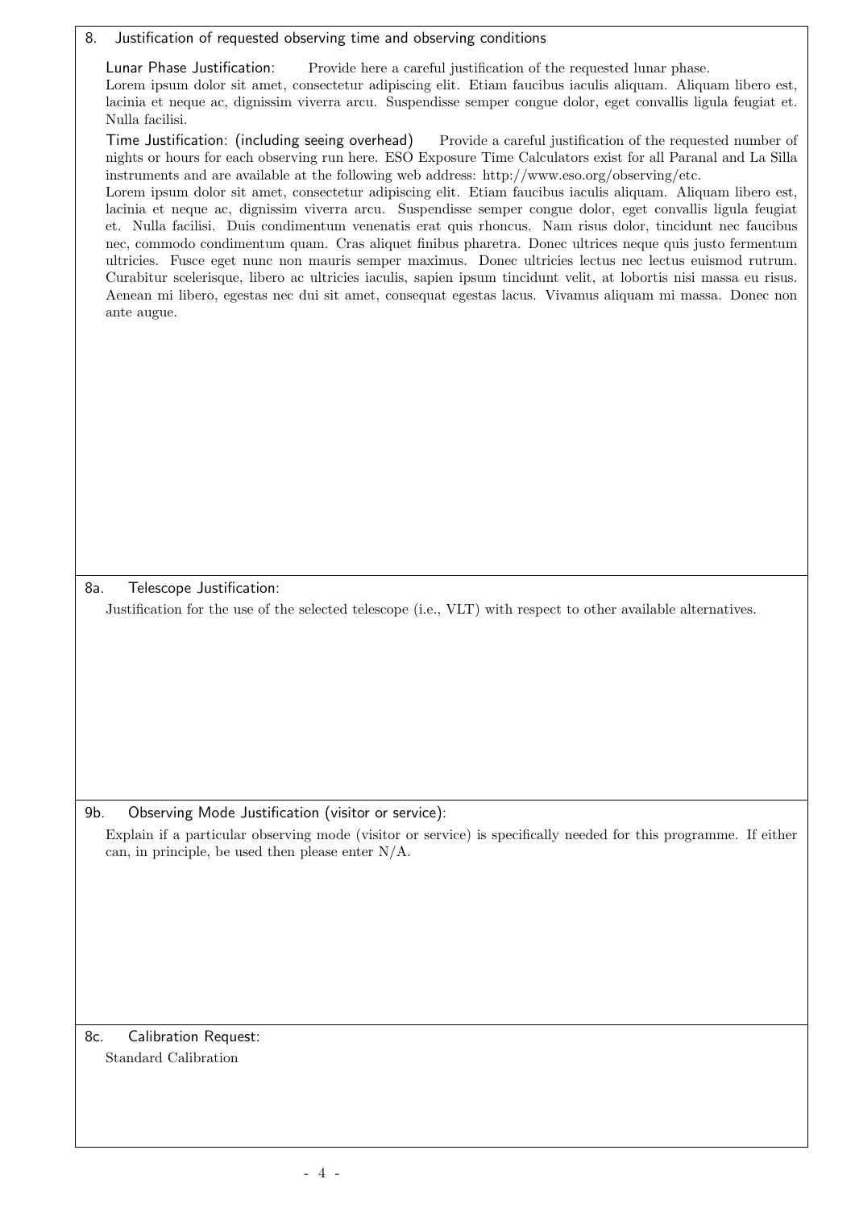## 8. Justification of requested observing time and observing conditions

**Lunar Phase Justification:** Provide here a careful justification of the requested lunar phase.
Lorem ipsum dolor sit amet, consectetur adipiscing elit. Etiam faucibus iaculis aliquam. Aliquam libero est, lacinia et neque ac, dignissim viverra arcu. Suspendisse semper congue dolor, eget convallis ligula feugiat et. Nulla facilisi.

**Time Justification: (including seeing overhead)** Provide a careful justification of the requested number of nights or hours for each observing run here. ESO Exposure Time Calculators exist for all Paranal and La Silla instruments and are available at the following web address: http://www.eso.org/observing/etc.
Lorem ipsum dolor sit amet, consectetur adipiscing elit. Etiam faucibus iaculis aliquam. Aliquam libero est, lacinia et neque ac, dignissim viverra arcu. Suspendisse semper congue dolor, eget convallis ligula feugiat et. Nulla facilisi. Duis condimentum venenatis erat quis rhoncus. Nam risus dolor, tincidunt nec faucibus nec, commodo condimentum quam. Cras aliquet finibus pharetra. Donec ultrices neque quis justo fermentum ultricies. Fusce eget nunc non mauris semper maximus. Donec ultricies lectus nec lectus euismod rutrum. Curabitur scelerisque, libero ac ultricies iaculis, sapien ipsum tincidunt velit, at lobortis nisi massa eu risus. Aenean mi libero, egestas nec dui sit amet, consequat egestas lacus. Vivamus aliquam mi massa. Donec non ante augue.

## 8a. Telescope Justification:

Justification for the use of the selected telescope (i.e., VLT) with respect to other available alternatives.

## 9b. Observing Mode Justification (visitor or service):

Explain if a particular observing mode (visitor or service) is specifically needed for this programme. If either can, in principle, be used then please enter N/A.

## 8c. Calibration Request:

Standard Calibration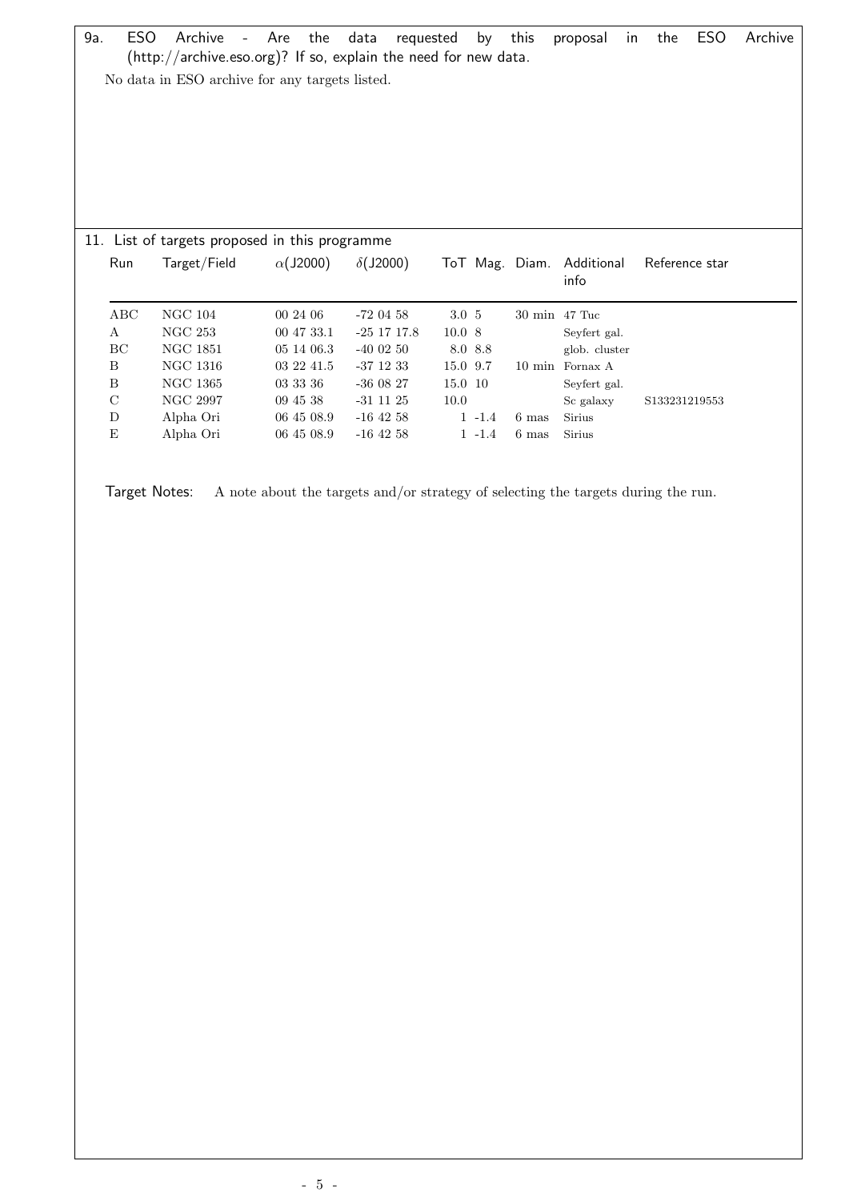9a. ESO Archive - Are the data requested by this proposal in the ESO Archive (http://archive.eso.org)? If so, explain the need for new data.

No data in ESO archive for any targets listed.

11. List of targets proposed in this programme

| Run | Target/Field | $\alpha$(J2000) | $\delta$(J2000) | ToT | Mag. | Diam. | Additional info | Reference star |
|---|---|---|---|---|---|---|---|---|
| ABC | NGC 104 | 00 24 06 | -72 04 58 | 3.0 | 5 | 30 min | 47 Tuc | |
| A | NGC 253 | 00 47 33.1 | -25 17 17.8 | 10.0 | 8 | | Seyfert gal. | |
| BC | NGC 1851 | 05 14 06.3 | -40 02 50 | 8.0 | 8.8 | | glob. cluster | |
| B | NGC 1316 | 03 22 41.5 | -37 12 33 | 15.0 | 9.7 | 10 min | Fornax A | |
| B | NGC 1365 | 03 33 36 | -36 08 27 | 15.0 | 10 | | Seyfert gal. | |
| C | NGC 2997 | 09 45 38 | -31 11 25 | 10.0 | | | Sc galaxy | S133231219553 |
| D | Alpha Ori | 06 45 08.9 | -16 42 58 | 1 | -1.4 | 6 mas | Sirius | |
| E | Alpha Ori | 06 45 08.9 | -16 42 58 | 1 | -1.4 | 6 mas | Sirius | |

Target Notes: A note about the targets and/or strategy of selecting the targets during the run.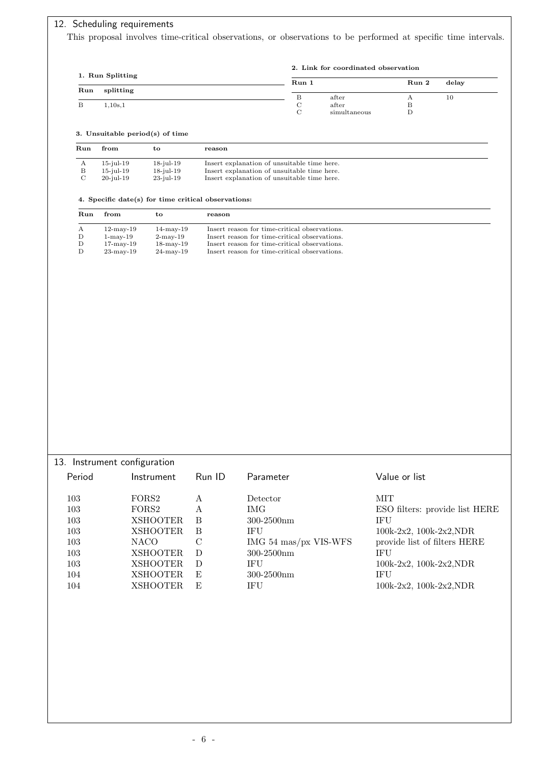## 12. Scheduling requirements

This proposal involves time-critical observations, or observations to be performed at specific time intervals.

**1. Run Splitting**

| Run | splitting |
|---|---|
| B | 1,10s,1 |

**2. Link for coordinated observation**

| Run 1 | | Run 2 | delay |
|---|---|---|---|
| B | after | A | 10 |
| C | after | B | |
| C | simultaneous | D | |

**3. Unsuitable period(s) of time**

| Run | from | to | reason |
|---|---|---|---|
| A | 15-jul-19 | 18-jul-19 | Insert explanation of unsuitable time here. |
| B | 15-jul-19 | 18-jul-19 | Insert explanation of unsuitable time here. |
| C | 20-jul-19 | 23-jul-19 | Insert explanation of unsuitable time here. |

**4. Specific date(s) for time critical observations:**

| Run | from | to | reason |
|---|---|---|---|
| A | 12-may-19 | 14-may-19 | Insert reason for time-critical observations. |
| D | 1-may-19 | 2-may-19 | Insert reason for time-critical observations. |
| D | 17-may-19 | 18-may-19 | Insert reason for time-critical observations. |
| D | 23-may-19 | 24-may-19 | Insert reason for time-critical observations. |

## 13. Instrument configuration

| Period | Instrument | Run ID | Parameter | Value or list |
|---|---|---|---|---|
| 103 | FORS2 | A | Detector | MIT |
| 103 | FORS2 | A | IMG | ESO filters: provide list HERE |
| 103 | XSHOOTER | B | 300-2500nm | IFU |
| 103 | XSHOOTER | B | IFU | 100k-2x2, 100k-2x2,NDR |
| 103 | NACO | C | IMG 54 mas/px VIS-WFS | provide list of filters HERE |
| 103 | XSHOOTER | D | 300-2500nm | IFU |
| 103 | XSHOOTER | D | IFU | 100k-2x2, 100k-2x2,NDR |
| 104 | XSHOOTER | E | 300-2500nm | IFU |
| 104 | XSHOOTER | E | IFU | 100k-2x2, 100k-2x2,NDR |